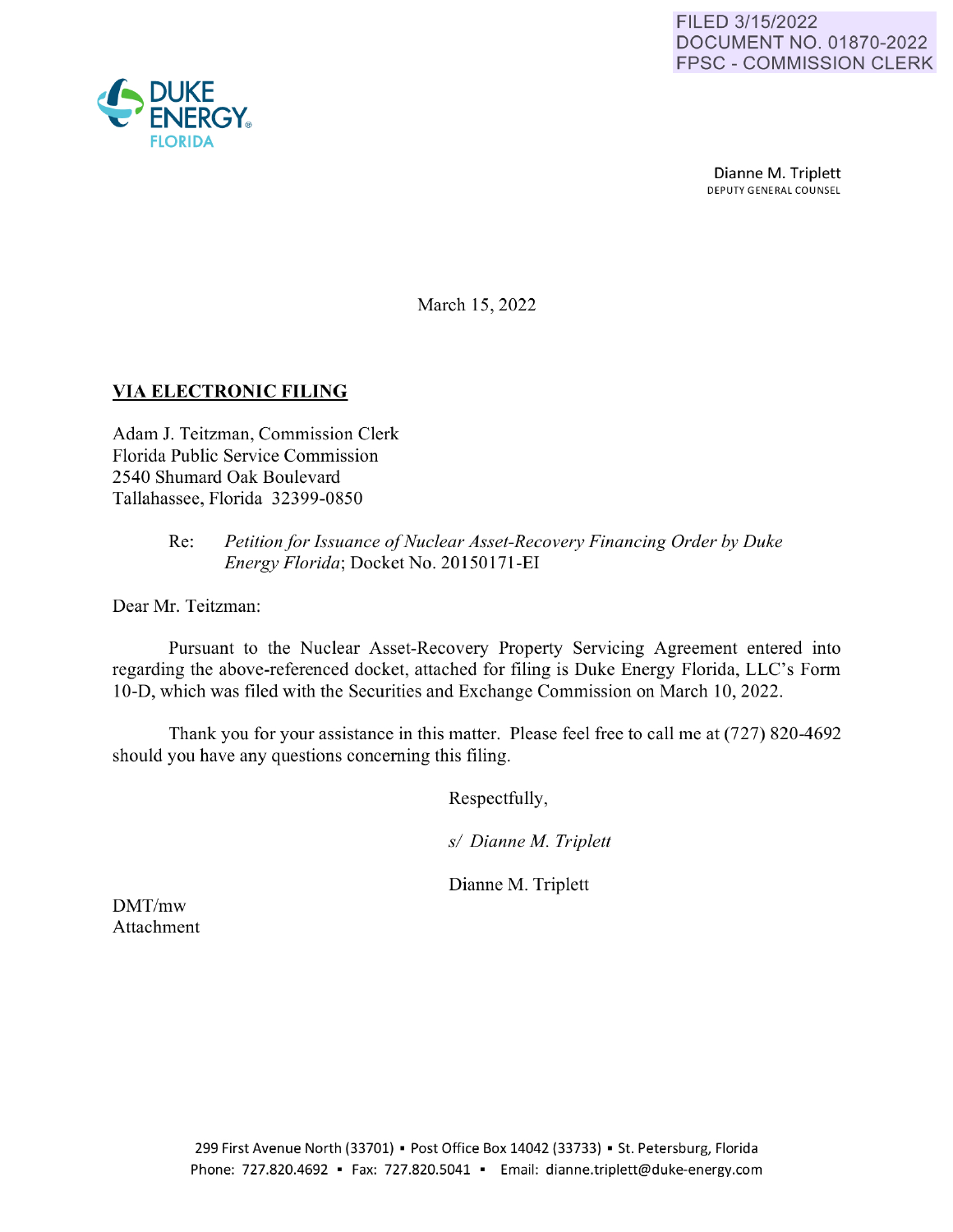FILED 3/15/2022
DOCUMENT NO. 01870-2022
FPSC - COMMISSION CLERK

DUKE ENERGY FLORIDA

Dianne M. Triplett
DEPUTY GENERAL COUNSEL

March 15, 2022

**VIA ELECTRONIC FILING**

Adam J. Teitzman, Commission Clerk
Florida Public Service Commission
2540 Shumard Oak Boulevard
Tallahassee, Florida 32399-0850

Re: *Petition for Issuance of Nuclear Asset-Recovery Financing Order by Duke Energy Florida*; Docket No. 20150171-EI

Dear Mr. Teitzman:

Pursuant to the Nuclear Asset-Recovery Property Servicing Agreement entered into regarding the above-referenced docket, attached for filing is Duke Energy Florida, LLC's Form 10-D, which was filed with the Securities and Exchange Commission on March 10, 2022.

Thank you for your assistance in this matter. Please feel free to call me at (727) 820-4692 should you have any questions concerning this filing.

Respectfully,

*s/ Dianne M. Triplett*

Dianne M. Triplett

DMT/mw
Attachment

299 First Avenue North (33701) ▪ Post Office Box 14042 (33733) ▪ St. Petersburg, Florida
Phone: 727.820.4692 ▪ Fax: 727.820.5041 ▪ Email: dianne.triplett@duke-energy.com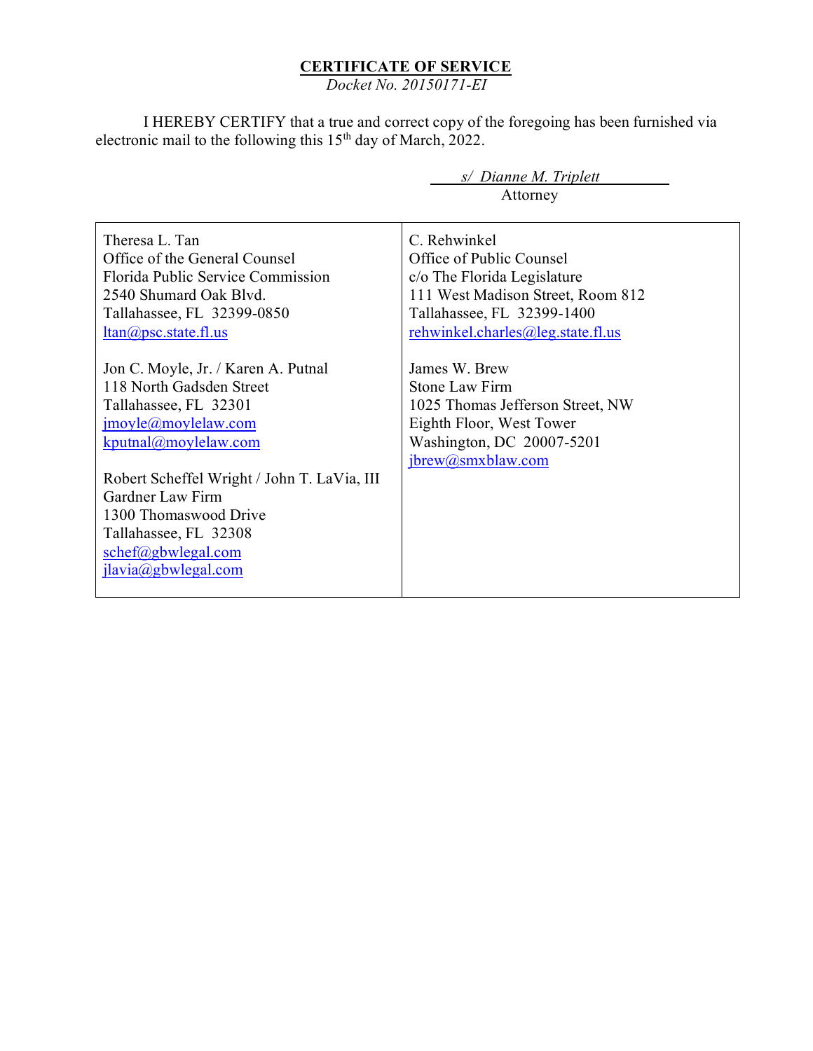**CERTIFICATE OF SERVICE**

*Docket No. 20150171-EI*

I HEREBY CERTIFY that a true and correct copy of the foregoing has been furnished via electronic mail to the following this 15th day of March, 2022.

*s/ Dianne M. Triplett*
Attorney

| | |
|---|---|
| Theresa L. Tan<br>Office of the General Counsel<br>Florida Public Service Commission<br>2540 Shumard Oak Blvd.<br>Tallahassee, FL 32399-0850<br>ltan@psc.state.fl.us<br><br>Jon C. Moyle, Jr. / Karen A. Putnal<br>118 North Gadsden Street<br>Tallahassee, FL 32301<br>jmoyle@moylelaw.com<br>kputnal@moylelaw.com<br><br>Robert Scheffel Wright / John T. LaVia, III<br>Gardner Law Firm<br>1300 Thomaswood Drive<br>Tallahassee, FL 32308<br>schef@gbwlegal.com<br>jlavia@gbwlegal.com | C. Rehwinkel<br>Office of Public Counsel<br>c/o The Florida Legislature<br>111 West Madison Street, Room 812<br>Tallahassee, FL 32399-1400<br>rehwinkel.charles@leg.state.fl.us<br><br>James W. Brew<br>Stone Law Firm<br>1025 Thomas Jefferson Street, NW<br>Eighth Floor, West Tower<br>Washington, DC 20007-5201<br>jbrew@smxblaw.com |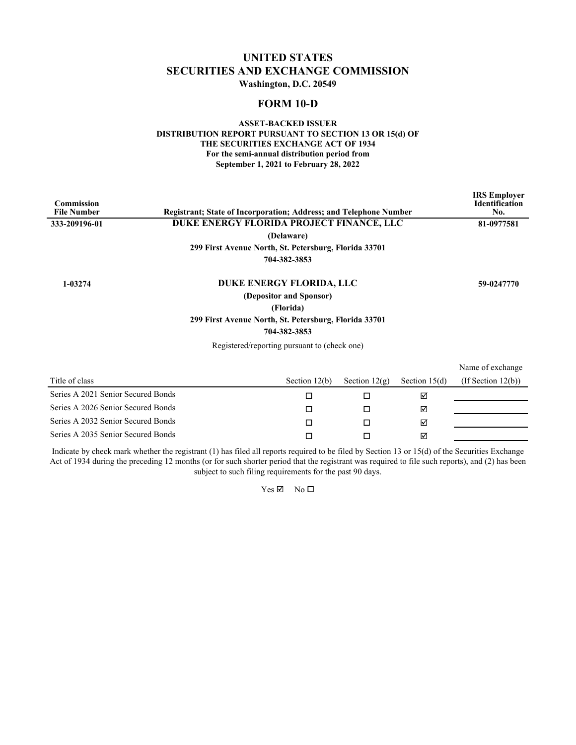# UNITED STATES
# SECURITIES AND EXCHANGE COMMISSION

**Washington, D.C. 20549**

## FORM 10-D

**ASSET-BACKED ISSUER**
**DISTRIBUTION REPORT PURSUANT TO SECTION 13 OR 15(d) OF**
**THE SECURITIES EXCHANGE ACT OF 1934**
**For the semi-annual distribution period from**
**September 1, 2021 to February 28, 2022**

| Commission File Number | Registrant; State of Incorporation; Address; and Telephone Number | IRS Employer Identification No. |
|---|---|---|
| **333-209196-01** | **DUKE ENERGY FLORIDA PROJECT FINANCE, LLC**<br>**(Delaware)**<br>**299 First Avenue North, St. Petersburg, Florida 33701**<br>**704-382-3853** | **81-0977581** |
| **1-03274** | **DUKE ENERGY FLORIDA, LLC**<br>**(Depositor and Sponsor)**<br>**(Florida)**<br>**299 First Avenue North, St. Petersburg, Florida 33701**<br>**704-382-3853** | **59-0247770** |

Registered/reporting pursuant to (check one)

| Title of class | Section 12(b) | Section 12(g) | Section 15(d) | Name of exchange (If Section 12(b)) |
|---|---|---|---|---|
| Series A 2021 Senior Secured Bonds | ☐ | ☐ | ☑ | |
| Series A 2026 Senior Secured Bonds | ☐ | ☐ | ☑ | |
| Series A 2032 Senior Secured Bonds | ☐ | ☐ | ☑ | |
| Series A 2035 Senior Secured Bonds | ☐ | ☐ | ☑ | |

Indicate by check mark whether the registrant (1) has filed all reports required to be filed by Section 13 or 15(d) of the Securities Exchange Act of 1934 during the preceding 12 months (or for such shorter period that the registrant was required to file such reports), and (2) has been subject to such filing requirements for the past 90 days.

Yes ☑ No ☐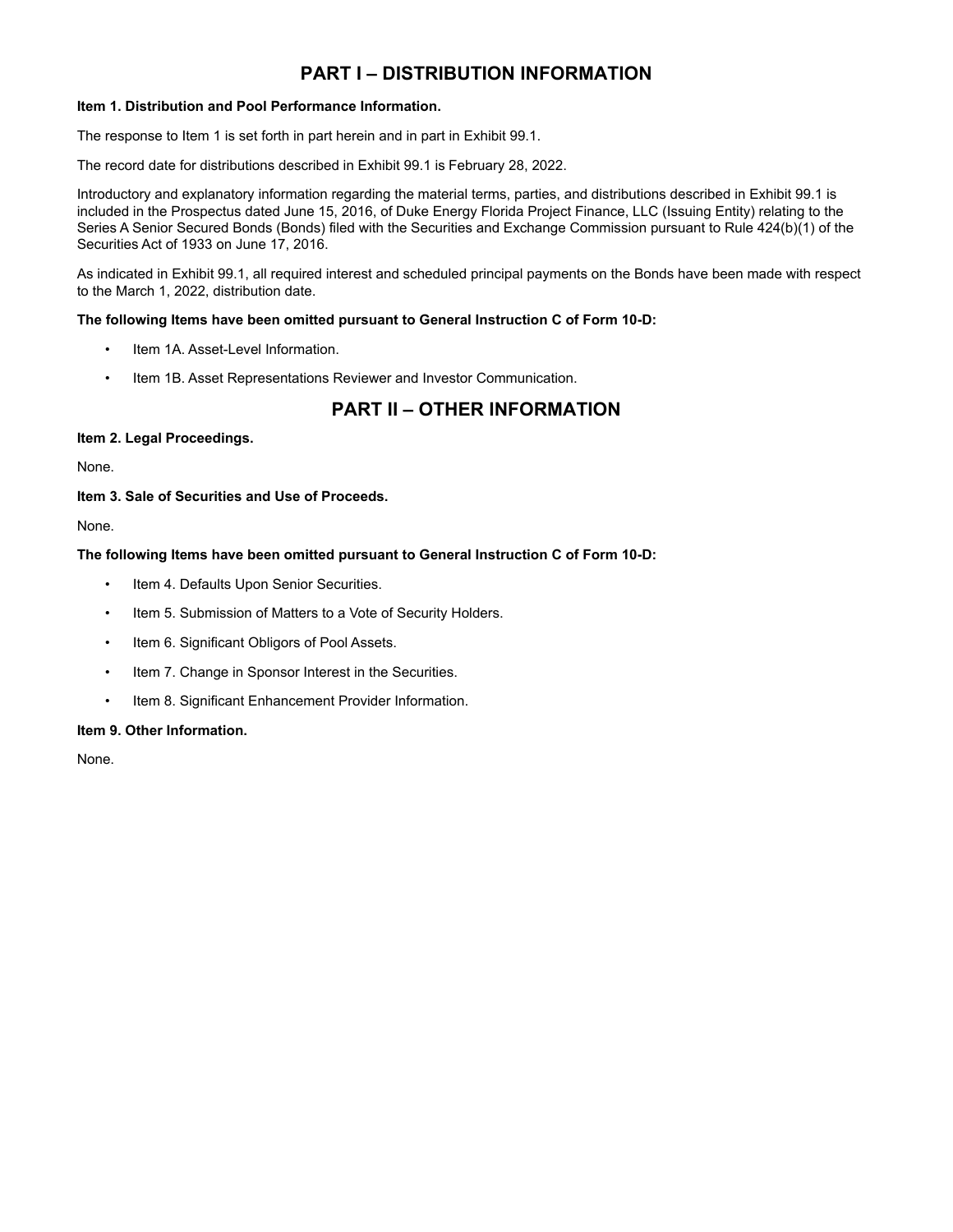# PART I – DISTRIBUTION INFORMATION

**Item 1. Distribution and Pool Performance Information.**

The response to Item 1 is set forth in part herein and in part in Exhibit 99.1.

The record date for distributions described in Exhibit 99.1 is February 28, 2022.

Introductory and explanatory information regarding the material terms, parties, and distributions described in Exhibit 99.1 is included in the Prospectus dated June 15, 2016, of Duke Energy Florida Project Finance, LLC (Issuing Entity) relating to the Series A Senior Secured Bonds (Bonds) filed with the Securities and Exchange Commission pursuant to Rule 424(b)(1) of the Securities Act of 1933 on June 17, 2016.

As indicated in Exhibit 99.1, all required interest and scheduled principal payments on the Bonds have been made with respect to the March 1, 2022, distribution date.

**The following Items have been omitted pursuant to General Instruction C of Form 10-D:**

- Item 1A. Asset-Level Information.
- Item 1B. Asset Representations Reviewer and Investor Communication.

# PART II – OTHER INFORMATION

**Item 2. Legal Proceedings.**

None.

**Item 3. Sale of Securities and Use of Proceeds.**

None.

**The following Items have been omitted pursuant to General Instruction C of Form 10-D:**

- Item 4. Defaults Upon Senior Securities.
- Item 5. Submission of Matters to a Vote of Security Holders.
- Item 6. Significant Obligors of Pool Assets.
- Item 7. Change in Sponsor Interest in the Securities.
- Item 8. Significant Enhancement Provider Information.

**Item 9. Other Information.**

None.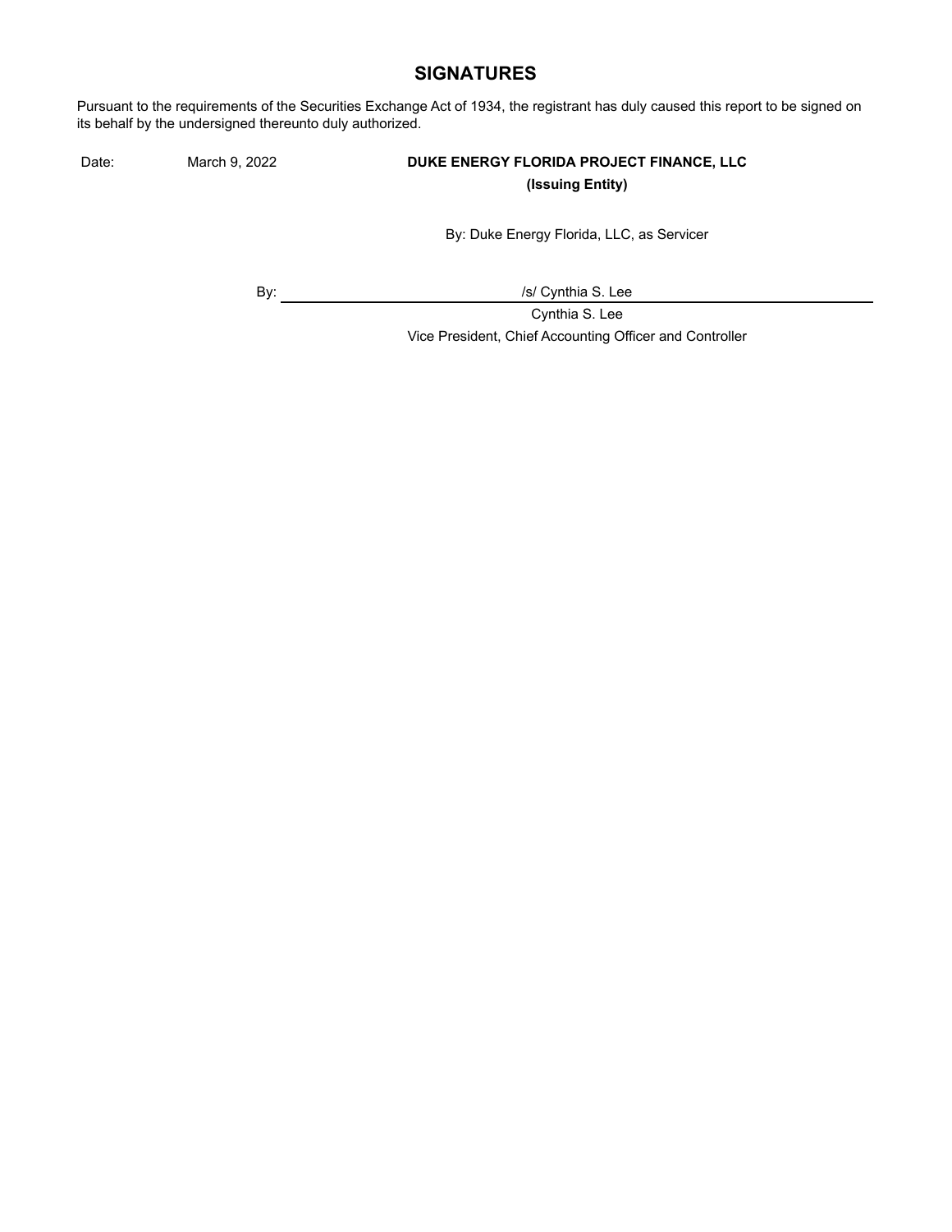## SIGNATURES

Pursuant to the requirements of the Securities Exchange Act of 1934, the registrant has duly caused this report to be signed on its behalf by the undersigned thereunto duly authorized.

Date: March 9, 2022

**DUKE ENERGY FLORIDA PROJECT FINANCE, LLC**
**(Issuing Entity)**

By: Duke Energy Florida, LLC, as Servicer

By: /s/ Cynthia S. Lee

Cynthia S. Lee
Vice President, Chief Accounting Officer and Controller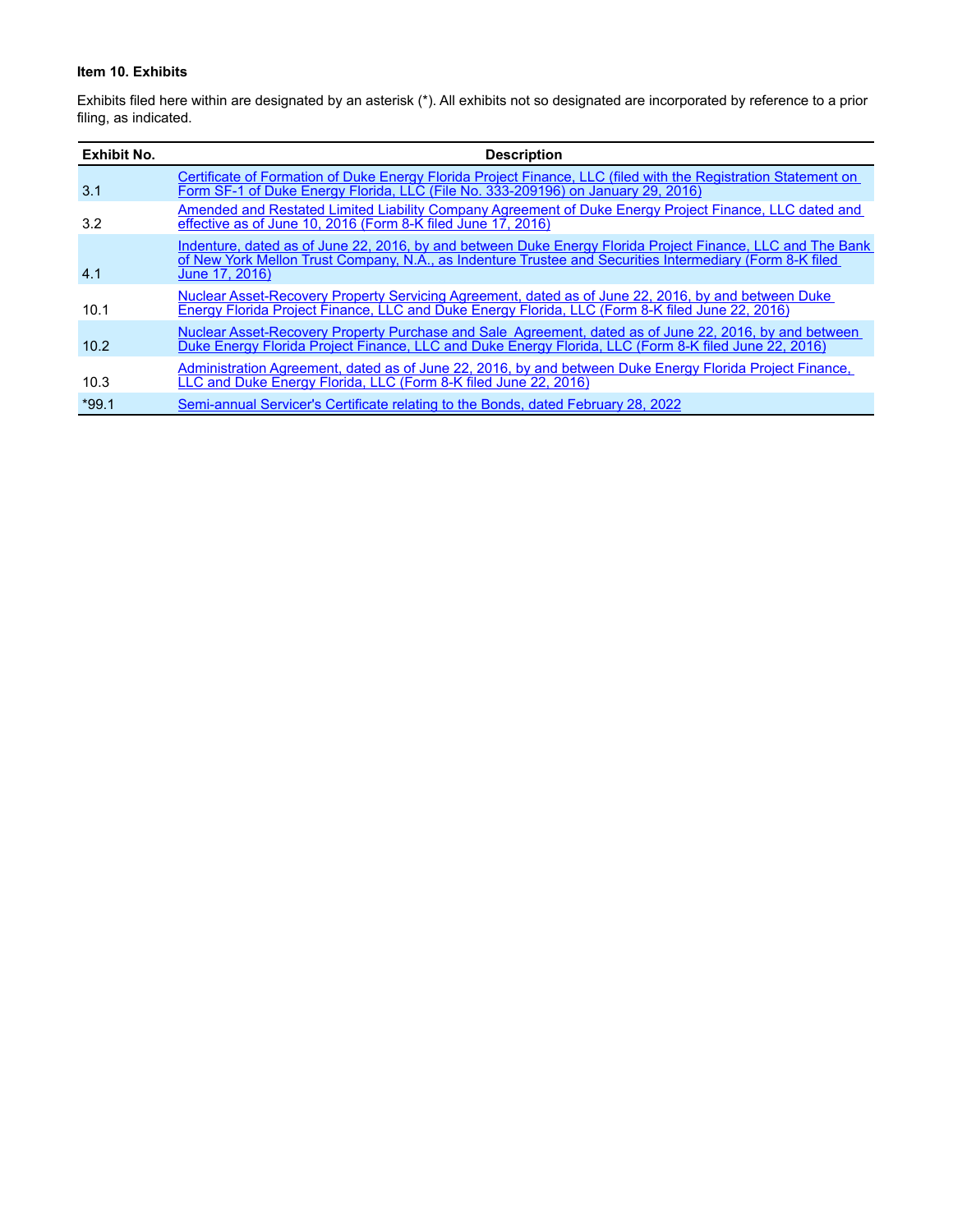**Item 10. Exhibits**

Exhibits filed here within are designated by an asterisk (*). All exhibits not so designated are incorporated by reference to a prior filing, as indicated.

| Exhibit No. | Description |
| --- | --- |
| 3.1 | Certificate of Formation of Duke Energy Florida Project Finance, LLC (filed with the Registration Statement on Form SF-1 of Duke Energy Florida, LLC (File No. 333-209196) on January 29, 2016) |
| 3.2 | Amended and Restated Limited Liability Company Agreement of Duke Energy Project Finance, LLC dated and effective as of June 10, 2016 (Form 8-K filed June 17, 2016) |
| 4.1 | Indenture, dated as of June 22, 2016, by and between Duke Energy Florida Project Finance, LLC and The Bank of New York Mellon Trust Company, N.A., as Indenture Trustee and Securities Intermediary (Form 8-K filed June 17, 2016) |
| 10.1 | Nuclear Asset-Recovery Property Servicing Agreement, dated as of June 22, 2016, by and between Duke Energy Florida Project Finance, LLC and Duke Energy Florida, LLC (Form 8-K filed June 22, 2016) |
| 10.2 | Nuclear Asset-Recovery Property Purchase and Sale Agreement, dated as of June 22, 2016, by and between Duke Energy Florida Project Finance, LLC and Duke Energy Florida, LLC (Form 8-K filed June 22, 2016) |
| 10.3 | Administration Agreement, dated as of June 22, 2016, by and between Duke Energy Florida Project Finance, LLC and Duke Energy Florida, LLC (Form 8-K filed June 22, 2016) |
| *99.1 | Semi-annual Servicer's Certificate relating to the Bonds, dated February 28, 2022 |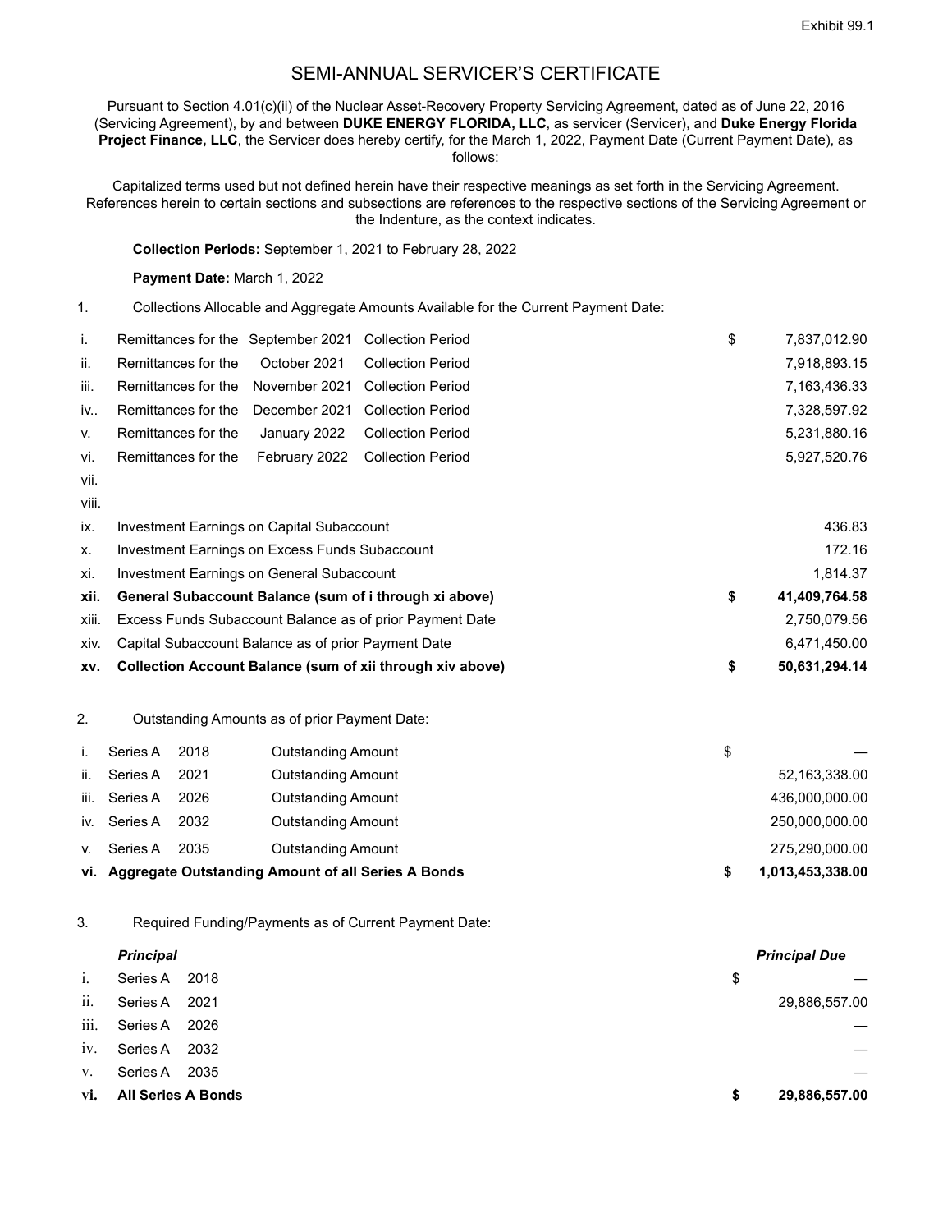Exhibit 99.1

# SEMI-ANNUAL SERVICER'S CERTIFICATE

Pursuant to Section 4.01(c)(ii) of the Nuclear Asset-Recovery Property Servicing Agreement, dated as of June 22, 2016 (Servicing Agreement), by and between **DUKE ENERGY FLORIDA, LLC**, as servicer (Servicer), and **Duke Energy Florida Project Finance, LLC**, the Servicer does hereby certify, for the March 1, 2022, Payment Date (Current Payment Date), as follows:

Capitalized terms used but not defined herein have their respective meanings as set forth in the Servicing Agreement. References herein to certain sections and subsections are references to the respective sections of the Servicing Agreement or the Indenture, as the context indicates.

**Collection Periods:** September 1, 2021 to February 28, 2022

**Payment Date:** March 1, 2022

1. Collections Allocable and Aggregate Amounts Available for the Current Payment Date:

| | | | | | |
|---|---|---|---|---|---|
| i. | Remittances for the | September 2021 | Collection Period | $ | 7,837,012.90 |
| ii. | Remittances for the | October 2021 | Collection Period | | 7,918,893.15 |
| iii. | Remittances for the | November 2021 | Collection Period | | 7,163,436.33 |
| iv.. | Remittances for the | December 2021 | Collection Period | | 7,328,597.92 |
| v. | Remittances for the | January 2022 | Collection Period | | 5,231,880.16 |
| vi. | Remittances for the | February 2022 | Collection Period | | 5,927,520.76 |
| vii. | | | | | |
| viii. | | | | | |
| ix. | Investment Earnings on Capital Subaccount | | | | 436.83 |
| x. | Investment Earnings on Excess Funds Subaccount | | | | 172.16 |
| xi. | Investment Earnings on General Subaccount | | | | 1,814.37 |
| **xii.** | **General Subaccount Balance (sum of i through xi above)** | | | **$** | **41,409,764.58** |
| xiii. | Excess Funds Subaccount Balance as of prior Payment Date | | | | 2,750,079.56 |
| xiv. | Capital Subaccount Balance as of prior Payment Date | | | | 6,471,450.00 |
| **xv.** | **Collection Account Balance (sum of xii through xiv above)** | | | **$** | **50,631,294.14** |

2. Outstanding Amounts as of prior Payment Date:

| | | | | | |
|---|---|---|---|---|---|
| i. | Series A | 2018 | Outstanding Amount | $ | — |
| ii. | Series A | 2021 | Outstanding Amount | | 52,163,338.00 |
| iii. | Series A | 2026 | Outstanding Amount | | 436,000,000.00 |
| iv. | Series A | 2032 | Outstanding Amount | | 250,000,000.00 |
| v. | Series A | 2035 | Outstanding Amount | | 275,290,000.00 |
| **vi.** | **Aggregate Outstanding Amount of all Series A Bonds** | | | **$** | **1,013,453,338.00** |

3. Required Funding/Payments as of Current Payment Date:

| | *Principal* | | | *Principal Due* |
|---|---|---|---|---|
| i. | Series A | 2018 | $ | — |
| ii. | Series A | 2021 | | 29,886,557.00 |
| iii. | Series A | 2026 | | — |
| iv. | Series A | 2032 | | — |
| v. | Series A | 2035 | | — |
| **vi.** | **All Series A Bonds** | | **$** | **29,886,557.00** |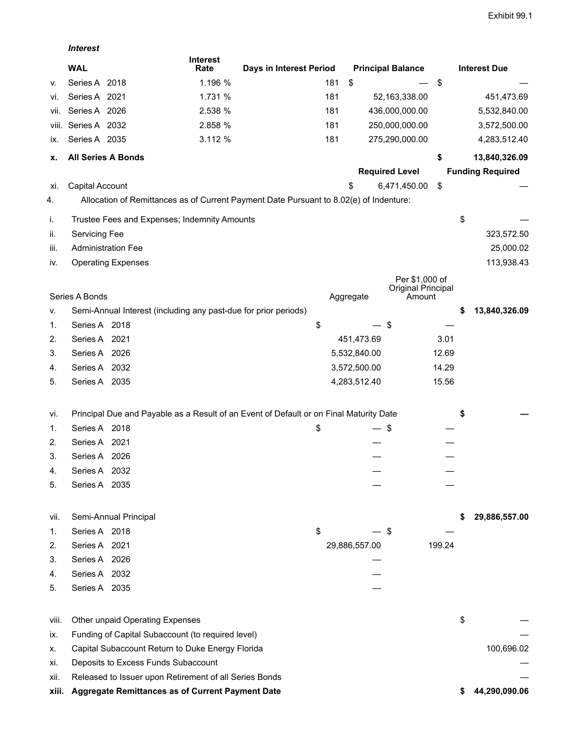Exhibit 99.1

***Interest***

| | WAL | Interest Rate | Days in Interest Period | Principal Balance | Interest Due |
|---|---|---|---|---|---|
| v. | Series A 2018 | 1.196 % | 181 | $ — | $ — |
| vi. | Series A 2021 | 1.731 % | 181 | 52,163,338.00 | 451,473.69 |
| vii. | Series A 2026 | 2.538 % | 181 | 436,000,000.00 | 5,532,840.00 |
| viii. | Series A 2032 | 2.858 % | 181 | 250,000,000.00 | 3,572,500.00 |
| ix. | Series A 2035 | 3.112 % | 181 | 275,290,000.00 | 4,283,512.40 |
| **x.** | **All Series A Bonds** | | | | **$ 13,840,326.09** |
| | | | | **Required Level** | **Funding Required** |
| xi. | Capital Account | | | $ 6,471,450.00 | $ — |

4. Allocation of Remittances as of Current Payment Date Pursuant to 8.02(e) of Indenture:

| | | Aggregate | Per $1,000 of Original Principal Amount | |
|---|---|---|---|---|
| i. | Trustee Fees and Expenses; Indemnity Amounts | | | $ — |
| ii. | Servicing Fee | | | 323,572.50 |
| iii. | Administration Fee | | | 25,000.02 |
| iv. | Operating Expenses | | | 113,938.43 |
| | Series A Bonds | | | |
| v. | Semi-Annual Interest (including any past-due for prior periods) | | | **$ 13,840,326.09** |
| 1. | Series A 2018 | $ — | $ — | |
| 2. | Series A 2021 | 451,473.69 | 3.01 | |
| 3. | Series A 2026 | 5,532,840.00 | 12.69 | |
| 4. | Series A 2032 | 3,572,500.00 | 14.29 | |
| 5. | Series A 2035 | 4,283,512.40 | 15.56 | |
| vi. | Principal Due and Payable as a Result of an Event of Default or on Final Maturity Date | | | **$ —** |
| 1. | Series A 2018 | $ — | $ — | |
| 2. | Series A 2021 | — | — | |
| 3. | Series A 2026 | — | — | |
| 4. | Series A 2032 | — | — | |
| 5. | Series A 2035 | — | — | |
| vii. | Semi-Annual Principal | | | **$ 29,886,557.00** |
| 1. | Series A 2018 | $ — | $ — | |
| 2. | Series A 2021 | 29,886,557.00 | 199.24 | |
| 3. | Series A 2026 | — | | |
| 4. | Series A 2032 | — | | |
| 5. | Series A 2035 | — | | |
| viii. | Other unpaid Operating Expenses | | | $ — |
| ix. | Funding of Capital Subaccount (to required level) | | | — |
| x. | Capital Subaccount Return to Duke Energy Florida | | | 100,696.02 |
| xi. | Deposits to Excess Funds Subaccount | | | — |
| xii. | Released to Issuer upon Retirement of all Series Bonds | | | — |
| **xiii.** | **Aggregate Remittances as of Current Payment Date** | | | **$ 44,290,090.06** |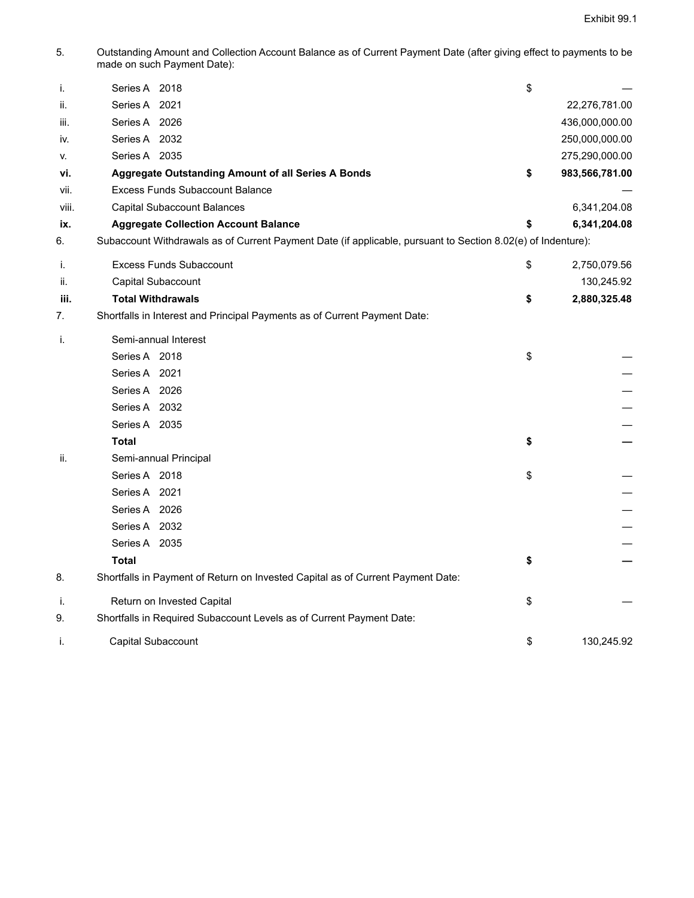5. Outstanding Amount and Collection Account Balance as of Current Payment Date (after giving effect to payments to be made on such Payment Date):

| | | | |
|---|---|---|---|
| i. | Series A 2018 | $ | — |
| ii. | Series A 2021 | | 22,276,781.00 |
| iii. | Series A 2026 | | 436,000,000.00 |
| iv. | Series A 2032 | | 250,000,000.00 |
| v. | Series A 2035 | | 275,290,000.00 |
| **vi.** | **Aggregate Outstanding Amount of all Series A Bonds** | **$** | **983,566,781.00** |
| vii. | Excess Funds Subaccount Balance | | — |
| viii. | Capital Subaccount Balances | | 6,341,204.08 |
| **ix.** | **Aggregate Collection Account Balance** | **$** | **6,341,204.08** |

6. Subaccount Withdrawals as of Current Payment Date (if applicable, pursuant to Section 8.02(e) of Indenture):

| | | | |
|---|---|---|---|
| i. | Excess Funds Subaccount | $ | 2,750,079.56 |
| ii. | Capital Subaccount | | 130,245.92 |
| **iii.** | **Total Withdrawals** | **$** | **2,880,325.48** |

7. Shortfalls in Interest and Principal Payments as of Current Payment Date:

| | | | |
|---|---|---|---|
| i. | Semi-annual Interest | | |
| | Series A 2018 | $ | — |
| | Series A 2021 | | — |
| | Series A 2026 | | — |
| | Series A 2032 | | — |
| | Series A 2035 | | — |
| | **Total** | **$** | **—** |
| ii. | Semi-annual Principal | | |
| | Series A 2018 | $ | — |
| | Series A 2021 | | — |
| | Series A 2026 | | — |
| | Series A 2032 | | — |
| | Series A 2035 | | — |
| | **Total** | **$** | **—** |

8. Shortfalls in Payment of Return on Invested Capital as of Current Payment Date:

| | | | |
|---|---|---|---|
| i. | Return on Invested Capital | $ | — |

9. Shortfalls in Required Subaccount Levels as of Current Payment Date:

| | | | |
|---|---|---|---|
| i. | Capital Subaccount | $ | 130,245.92 |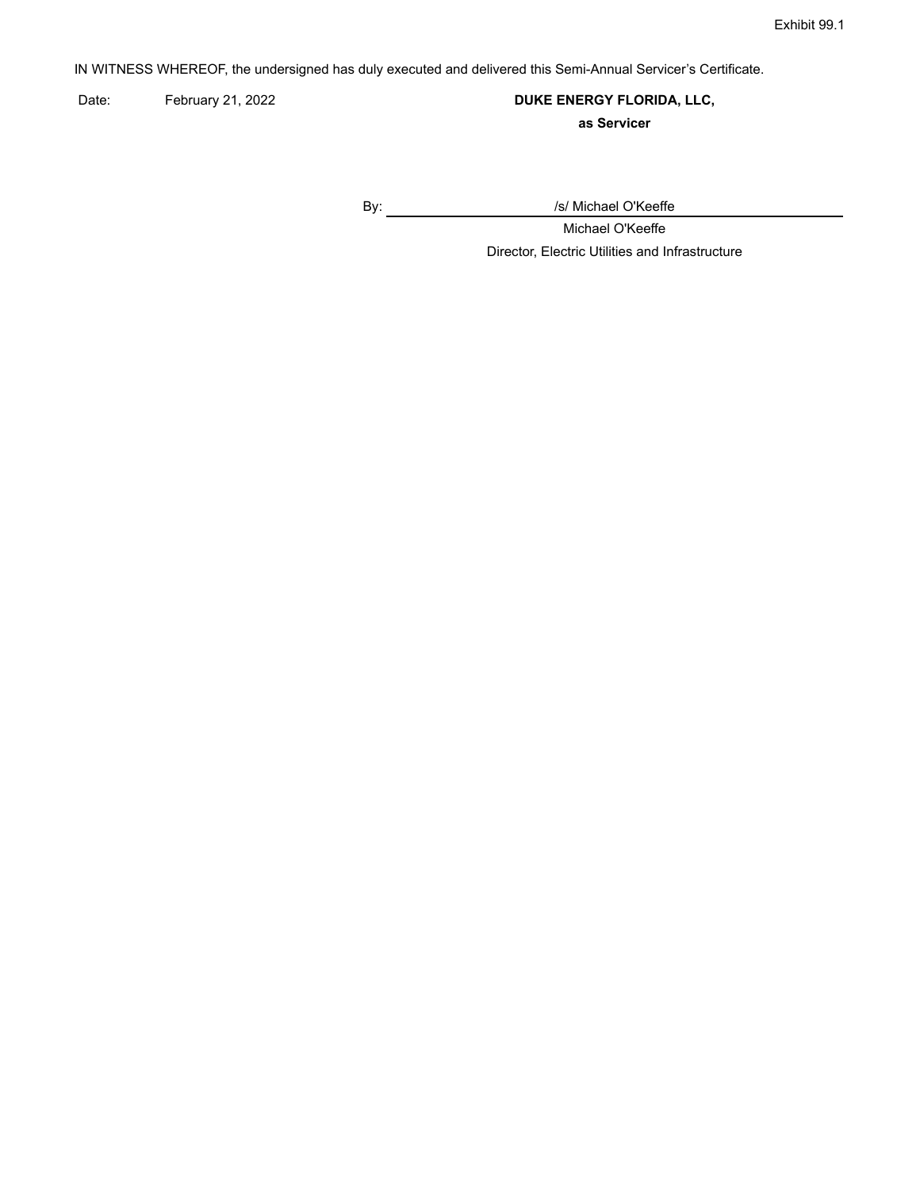Exhibit 99.1

IN WITNESS WHEREOF, the undersigned has duly executed and delivered this Semi-Annual Servicer's Certificate.

Date: February 21, 2022

**DUKE ENERGY FLORIDA, LLC,**
**as Servicer**

By: /s/ Michael O'Keeffe
Michael O'Keeffe
Director, Electric Utilities and Infrastructure